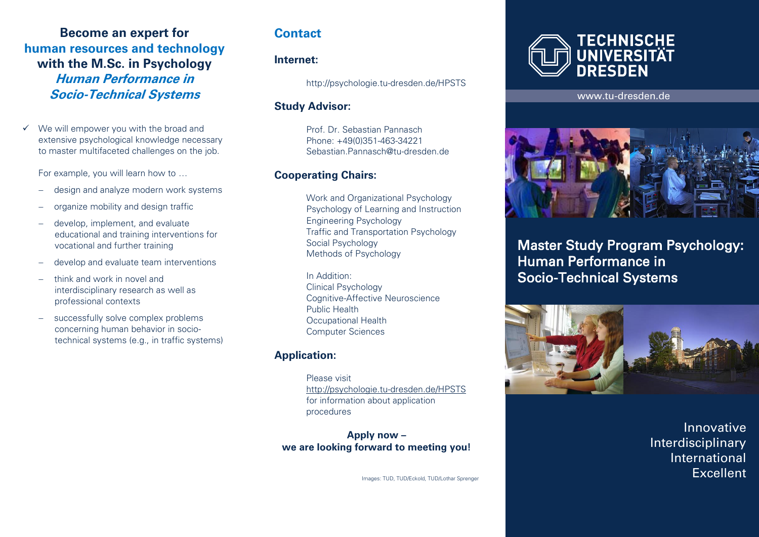## Become an expert for **human resources and technology** with the M.Sc. in Psychology ***Human Performance in Socio-Technical Systems***

- ✓ We will empower you with the broad and extensive psychological knowledge necessary to master multifaceted challenges on the job.

  For example, you will learn how to …

  - design and analyze modern work systems
  - organize mobility and design traffic
  - develop, implement, and evaluate educational and training interventions for vocational and further training
  - develop and evaluate team interventions
  - think and work in novel and interdisciplinary research as well as professional contexts
  - successfully solve complex problems concerning human behavior in socio-technical systems (e.g., in traffic systems)

## Contact

### Internet:

http://psychologie.tu-dresden.de/HPSTS

### Study Advisor:

Prof. Dr. Sebastian Pannasch
Phone: +49(0)351-463-34221
Sebastian.Pannasch@tu-dresden.de

### Cooperating Chairs:

Work and Organizational Psychology
Psychology of Learning and Instruction
Engineering Psychology
Traffic and Transportation Psychology
Social Psychology
Methods of Psychology

In Addition:
Clinical Psychology
Cognitive-Affective Neuroscience
Public Health
Occupational Health
Computer Sciences

### Application:

Please visit
http://psychologie.tu-dresden.de/HPSTS
for information about application procedures

**Apply now – we are looking forward to meeting you!**

Images: TUD, TUD/Eckold, TUD/Lothar Sprenger

# TECHNISCHE UNIVERSITÄT DRESDEN

www.tu-dresden.de

## Master Study Program Psychology: Human Performance in Socio-Technical Systems

Innovative
Interdisciplinary
International
Excellent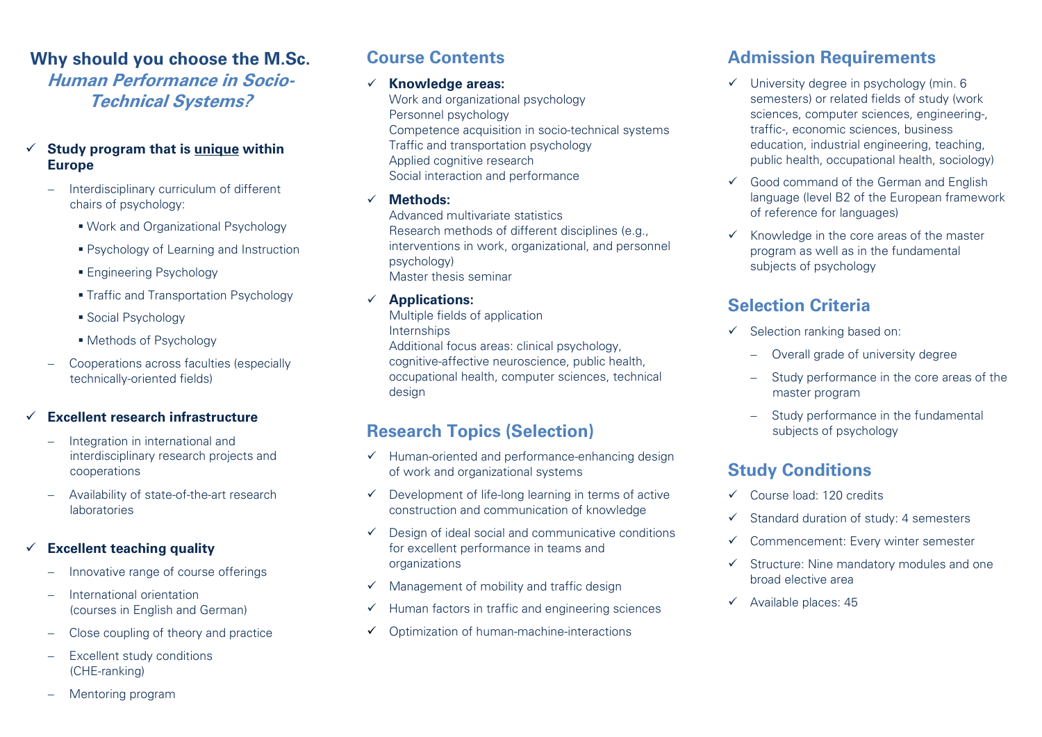## Why should you choose the M.Sc. *Human Performance in Socio-Technical Systems?*

- ✓ **Study program that is unique within Europe**
  - Interdisciplinary curriculum of different chairs of psychology:
    - Work and Organizational Psychology
    - Psychology of Learning and Instruction
    - Engineering Psychology
    - Traffic and Transportation Psychology
    - Social Psychology
    - Methods of Psychology
  - Cooperations across faculties (especially technically-oriented fields)
- ✓ **Excellent research infrastructure**
  - Integration in international and interdisciplinary research projects and cooperations
  - Availability of state-of-the-art research laboratories
- ✓ **Excellent teaching quality**
  - Innovative range of course offerings
  - International orientation (courses in English and German)
  - Close coupling of theory and practice
  - Excellent study conditions (CHE-ranking)
  - Mentoring program

## Course Contents

- ✓ **Knowledge areas:**
  Work and organizational psychology
  Personnel psychology
  Competence acquisition in socio-technical systems
  Traffic and transportation psychology
  Applied cognitive research
  Social interaction and performance
- ✓ **Methods:**
  Advanced multivariate statistics
  Research methods of different disciplines (e.g., interventions in work, organizational, and personnel psychology)
  Master thesis seminar
- ✓ **Applications:**
  Multiple fields of application
  Internships
  Additional focus areas: clinical psychology, cognitive-affective neuroscience, public health, occupational health, computer sciences, technical design

## Research Topics (Selection)

- ✓ Human-oriented and performance-enhancing design of work and organizational systems
- ✓ Development of life-long learning in terms of active construction and communication of knowledge
- ✓ Design of ideal social and communicative conditions for excellent performance in teams and organizations
- ✓ Management of mobility and traffic design
- ✓ Human factors in traffic and engineering sciences
- ✓ Optimization of human-machine-interactions

## Admission Requirements

- ✓ University degree in psychology (min. 6 semesters) or related fields of study (work sciences, computer sciences, engineering-, traffic-, economic sciences, business education, industrial engineering, teaching, public health, occupational health, sociology)
- ✓ Good command of the German and English language (level B2 of the European framework of reference for languages)
- ✓ Knowledge in the core areas of the master program as well as in the fundamental subjects of psychology

## Selection Criteria

- ✓ Selection ranking based on:
  - Overall grade of university degree
  - Study performance in the core areas of the master program
  - Study performance in the fundamental subjects of psychology

## Study Conditions

- ✓ Course load: 120 credits
- ✓ Standard duration of study: 4 semesters
- ✓ Commencement: Every winter semester
- ✓ Structure: Nine mandatory modules and one broad elective area
- ✓ Available places: 45